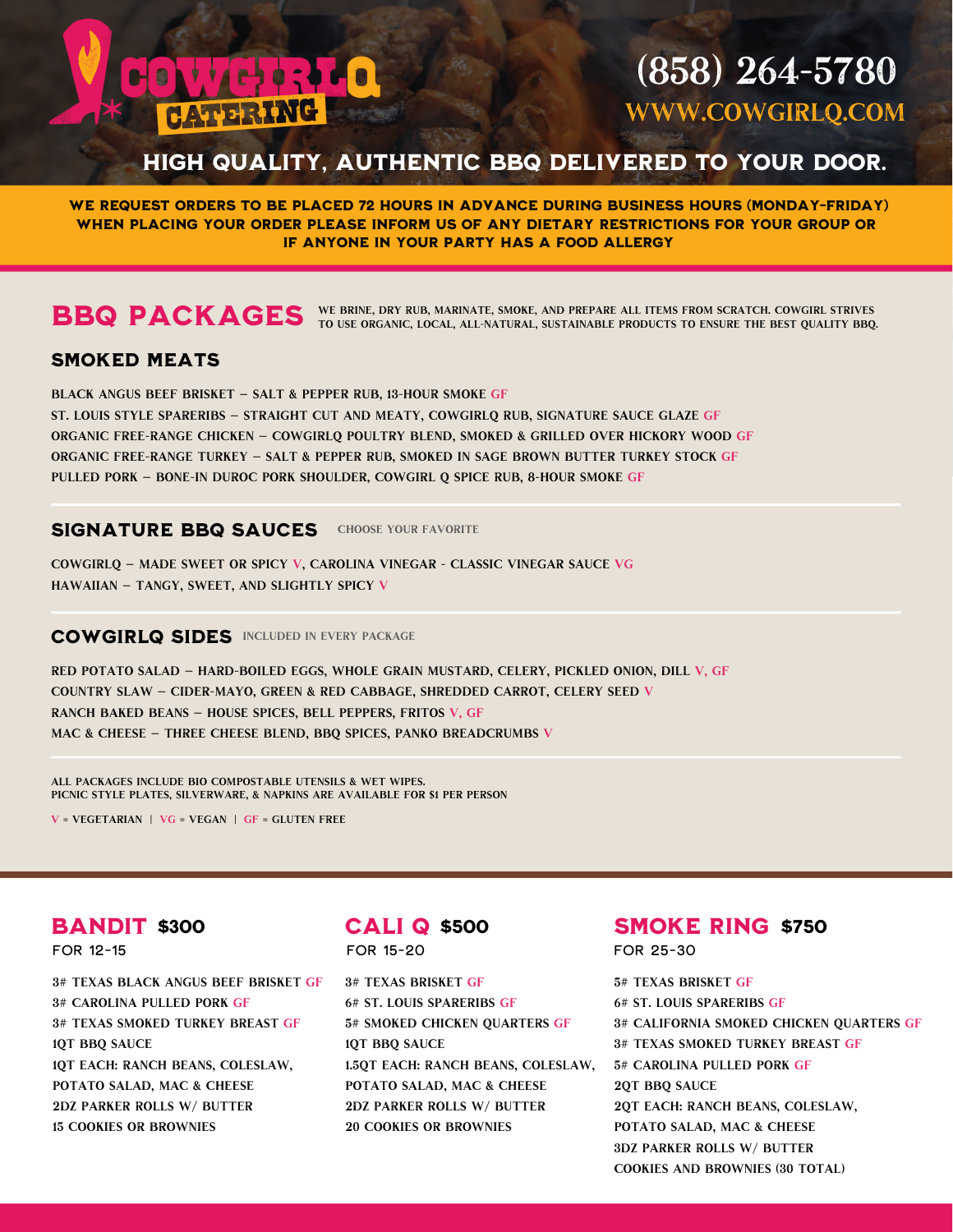# COWGIRLQ CATERING

(858) 264-5780
WWW.COWGIRLQ.COM

## HIGH QUALITY, AUTHENTIC BBQ DELIVERED TO YOUR DOOR.

**WE REQUEST ORDERS TO BE PLACED 72 HOURS IN ADVANCE DURING BUSINESS HOURS (MONDAY-FRIDAY) WHEN PLACING YOUR ORDER PLEASE INFORM US OF ANY DIETARY RESTRICTIONS FOR YOUR GROUP OR IF ANYONE IN YOUR PARTY HAS A FOOD ALLERGY**

## BBQ PACKAGES

WE BRINE, DRY RUB, MARINATE, SMOKE, AND PREPARE ALL ITEMS FROM SCRATCH. COWGIRL STRIVES TO USE ORGANIC, LOCAL, ALL-NATURAL, SUSTAINABLE PRODUCTS TO ENSURE THE BEST QUALITY BBQ.

### SMOKED MEATS

BLACK ANGUS BEEF BRISKET – SALT & PEPPER RUB, 13-HOUR SMOKE GF
ST. LOUIS STYLE SPARERIBS – STRAIGHT CUT AND MEATY, COWGIRLQ RUB, SIGNATURE SAUCE GLAZE GF
ORGANIC FREE-RANGE CHICKEN – COWGIRLQ POULTRY BLEND, SMOKED & GRILLED OVER HICKORY WOOD GF
ORGANIC FREE-RANGE TURKEY – SALT & PEPPER RUB, SMOKED IN SAGE BROWN BUTTER TURKEY STOCK GF
PULLED PORK – BONE-IN DUROC PORK SHOULDER, COWGIRL Q SPICE RUB, 8-HOUR SMOKE GF

### SIGNATURE BBQ SAUCES

CHOOSE YOUR FAVORITE

COWGIRLQ – MADE SWEET OR SPICY V, CAROLINA VINEGAR - CLASSIC VINEGAR SAUCE VG
HAWAIIAN – TANGY, SWEET, AND SLIGHTLY SPICY V

### COWGIRLQ SIDES

INCLUDED IN EVERY PACKAGE

RED POTATO SALAD – HARD-BOILED EGGS, WHOLE GRAIN MUSTARD, CELERY, PICKLED ONION, DILL V, GF
COUNTRY SLAW – CIDER-MAYO, GREEN & RED CABBAGE, SHREDDED CARROT, CELERY SEED V
RANCH BAKED BEANS – HOUSE SPICES, BELL PEPPERS, FRITOS V, GF
MAC & CHEESE – THREE CHEESE BLEND, BBQ SPICES, PANKO BREADCRUMBS V

ALL PACKAGES INCLUDE BIO COMPOSTABLE UTENSILS & WET WIPES.
PICNIC STYLE PLATES, SILVERWARE, & NAPKINS ARE AVAILABLE FOR $1 PER PERSON

V = VEGETARIAN | VG = VEGAN | GF = GLUTEN FREE

### BANDIT $300

FOR 12-15

3# TEXAS BLACK ANGUS BEEF BRISKET GF
3# CAROLINA PULLED PORK GF
3# TEXAS SMOKED TURKEY BREAST GF
1QT BBQ SAUCE
1QT EACH: RANCH BEANS, COLESLAW, POTATO SALAD, MAC & CHEESE
2DZ PARKER ROLLS W/ BUTTER
15 COOKIES OR BROWNIES

### CALI Q $500

FOR 15-20

3# TEXAS BRISKET GF
6# ST. LOUIS SPARERIBS GF
5# SMOKED CHICKEN QUARTERS GF
1QT BBQ SAUCE
1.5QT EACH: RANCH BEANS, COLESLAW, POTATO SALAD, MAC & CHEESE
2DZ PARKER ROLLS W/ BUTTER
20 COOKIES OR BROWNIES

### SMOKE RING $750

FOR 25-30

5# TEXAS BRISKET GF
6# ST. LOUIS SPARERIBS GF
3# CALIFORNIA SMOKED CHICKEN QUARTERS GF
3# TEXAS SMOKED TURKEY BREAST GF
5# CAROLINA PULLED PORK GF
2QT BBQ SAUCE
2QT EACH: RANCH BEANS, COLESLAW, POTATO SALAD, MAC & CHEESE
3DZ PARKER ROLLS W/ BUTTER
COOKIES AND BROWNIES (30 TOTAL)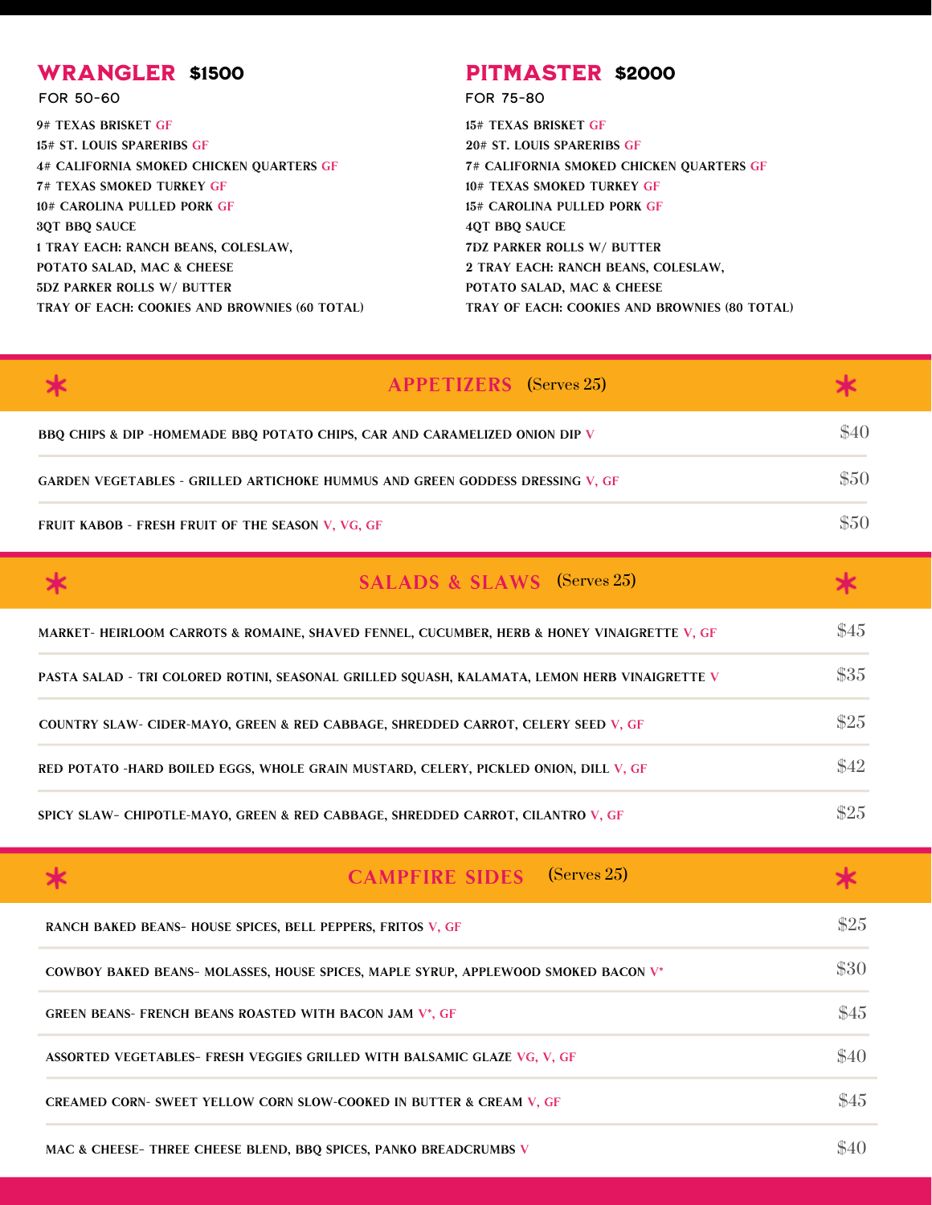## WRANGLER $1500

FOR 50-60

- 9# TEXAS BRISKET GF
- 15# ST. LOUIS SPARERIBS GF
- 4# CALIFORNIA SMOKED CHICKEN QUARTERS GF
- 7# TEXAS SMOKED TURKEY GF
- 10# CAROLINA PULLED PORK GF
- 3QT BBQ SAUCE
- 1 TRAY EACH: RANCH BEANS, COLESLAW, POTATO SALAD, MAC & CHEESE
- 5DZ PARKER ROLLS W/ BUTTER
- TRAY OF EACH: COOKIES AND BROWNIES (60 TOTAL)

## PITMASTER $2000

FOR 75-80

- 15# TEXAS BRISKET GF
- 20# ST. LOUIS SPARERIBS GF
- 7# CALIFORNIA SMOKED CHICKEN QUARTERS GF
- 10# TEXAS SMOKED TURKEY GF
- 15# CAROLINA PULLED PORK GF
- 4QT BBQ SAUCE
- 7DZ PARKER ROLLS W/ BUTTER
- 2 TRAY EACH: RANCH BEANS, COLESLAW, POTATO SALAD, MAC & CHEESE
- TRAY OF EACH: COOKIES AND BROWNIES (80 TOTAL)

## APPETIZERS (Serves 25)

| Item | Price |
|---|---|
| BBQ CHIPS & DIP -HOMEMADE BBQ POTATO CHIPS, CAR AND CARAMELIZED ONION DIP V | $40 |
| GARDEN VEGETABLES - GRILLED ARTICHOKE HUMMUS AND GREEN GODDESS DRESSING V, GF | $50 |
| FRUIT KABOB - FRESH FRUIT OF THE SEASON V, VG, GF | $50 |

## SALADS & SLAWS (Serves 25)

| Item | Price |
|---|---|
| MARKET- HEIRLOOM CARROTS & ROMAINE, SHAVED FENNEL, CUCUMBER, HERB & HONEY VINAIGRETTE V, GF | $45 |
| PASTA SALAD - TRI COLORED ROTINI, SEASONAL GRILLED SQUASH, KALAMATA, LEMON HERB VINAIGRETTE V | $35 |
| COUNTRY SLAW- CIDER-MAYO, GREEN & RED CABBAGE, SHREDDED CARROT, CELERY SEED V, GF | $25 |
| RED POTATO -HARD BOILED EGGS, WHOLE GRAIN MUSTARD, CELERY, PICKLED ONION, DILL V, GF | $42 |
| SPICY SLAW- CHIPOTLE-MAYO, GREEN & RED CABBAGE, SHREDDED CARROT, CILANTRO V, GF | $25 |

## CAMPFIRE SIDES (Serves 25)

| Item | Price |
|---|---|
| RANCH BAKED BEANS- HOUSE SPICES, BELL PEPPERS, FRITOS V, GF | $25 |
| COWBOY BAKED BEANS- MOLASSES, HOUSE SPICES, MAPLE SYRUP, APPLEWOOD SMOKED BACON V* | $30 |
| GREEN BEANS- FRENCH BEANS ROASTED WITH BACON JAM V*, GF | $45 |
| ASSORTED VEGETABLES- FRESH VEGGIES GRILLED WITH BALSAMIC GLAZE VG, V, GF | $40 |
| CREAMED CORN- SWEET YELLOW CORN SLOW-COOKED IN BUTTER & CREAM V, GF | $45 |
| MAC & CHEESE- THREE CHEESE BLEND, BBQ SPICES, PANKO BREADCRUMBS V | $40 |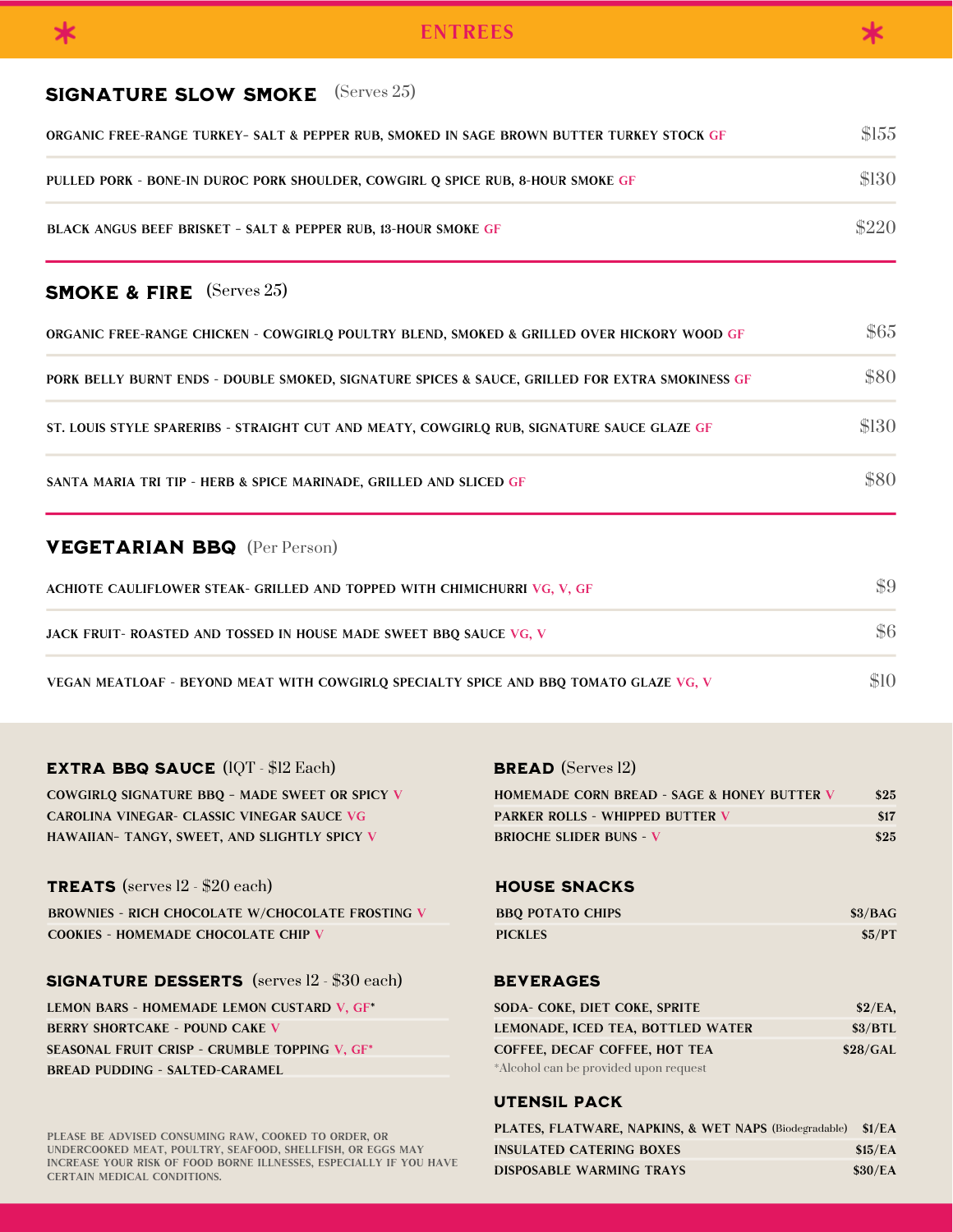# ENTREES

## SIGNATURE SLOW SMOKE (Serves 25)

| Item | Price |
|---|---|
| ORGANIC FREE-RANGE TURKEY- SALT & PEPPER RUB, SMOKED IN SAGE BROWN BUTTER TURKEY STOCK GF | $155 |
| PULLED PORK - BONE-IN DUROC PORK SHOULDER, COWGIRL Q SPICE RUB, 8-HOUR SMOKE GF | $130 |
| BLACK ANGUS BEEF BRISKET - SALT & PEPPER RUB, 13-HOUR SMOKE GF | $220 |

## SMOKE & FIRE (Serves 25)

| Item | Price |
|---|---|
| ORGANIC FREE-RANGE CHICKEN - COWGIRLQ POULTRY BLEND, SMOKED & GRILLED OVER HICKORY WOOD GF | $65 |
| PORK BELLY BURNT ENDS - DOUBLE SMOKED, SIGNATURE SPICES & SAUCE, GRILLED FOR EXTRA SMOKINESS GF | $80 |
| ST. LOUIS STYLE SPARERIBS - STRAIGHT CUT AND MEATY, COWGIRLQ RUB, SIGNATURE SAUCE GLAZE GF | $130 |
| SANTA MARIA TRI TIP - HERB & SPICE MARINADE, GRILLED AND SLICED GF | $80 |

## VEGETARIAN BBQ (Per Person)

| Item | Price |
|---|---|
| ACHIOTE CAULIFLOWER STEAK- GRILLED AND TOPPED WITH CHIMICHURRI VG, V, GF | $9 |
| JACK FRUIT- ROASTED AND TOSSED IN HOUSE MADE SWEET BBQ SAUCE VG, V | $6 |
| VEGAN MEATLOAF - BEYOND MEAT WITH COWGIRLQ SPECIALTY SPICE AND BBQ TOMATO GLAZE VG, V | $10 |

## EXTRA BBQ SAUCE (1QT - $12 Each)

- COWGIRLQ SIGNATURE BBQ - MADE SWEET OR SPICY V
- CAROLINA VINEGAR- CLASSIC VINEGAR SAUCE VG
- HAWAIIAN- TANGY, SWEET, AND SLIGHTLY SPICY V

## TREATS (serves 12 - $20 each)

- BROWNIES - RICH CHOCOLATE W/CHOCOLATE FROSTING V
- COOKIES - HOMEMADE CHOCOLATE CHIP V

## SIGNATURE DESSERTS (serves 12 - $30 each)

- LEMON BARS - HOMEMADE LEMON CUSTARD V, GF*
- BERRY SHORTCAKE - POUND CAKE V
- SEASONAL FRUIT CRISP - CRUMBLE TOPPING V, GF*
- BREAD PUDDING - SALTED-CARAMEL

PLEASE BE ADVISED CONSUMING RAW, COOKED TO ORDER, OR UNDERCOOKED MEAT, POULTRY, SEAFOOD, SHELLFISH, OR EGGS MAY INCREASE YOUR RISK OF FOOD BORNE ILLNESSES, ESPECIALLY IF YOU HAVE CERTAIN MEDICAL CONDITIONS.

## BREAD (Serves 12)

| Item | Price |
|---|---|
| HOMEMADE CORN BREAD - SAGE & HONEY BUTTER V | $25 |
| PARKER ROLLS - WHIPPED BUTTER V | $17 |
| BRIOCHE SLIDER BUNS - V | $25 |

## HOUSE SNACKS

| Item | Price |
|---|---|
| BBQ POTATO CHIPS | $3/BAG |
| PICKLES | $5/PT |

## BEVERAGES

| Item | Price |
|---|---|
| SODA- COKE, DIET COKE, SPRITE | $2/EA, |
| LEMONADE, ICED TEA, BOTTLED WATER | $3/BTL |
| COFFEE, DECAF COFFEE, HOT TEA | $28/GAL |

*Alcohol can be provided upon request

## UTENSIL PACK

| Item | Price |
|---|---|
| PLATES, FLATWARE, NAPKINS, & WET NAPS (Biodegradable) | $1/EA |
| INSULATED CATERING BOXES | $15/EA |
| DISPOSABLE WARMING TRAYS | $30/EA |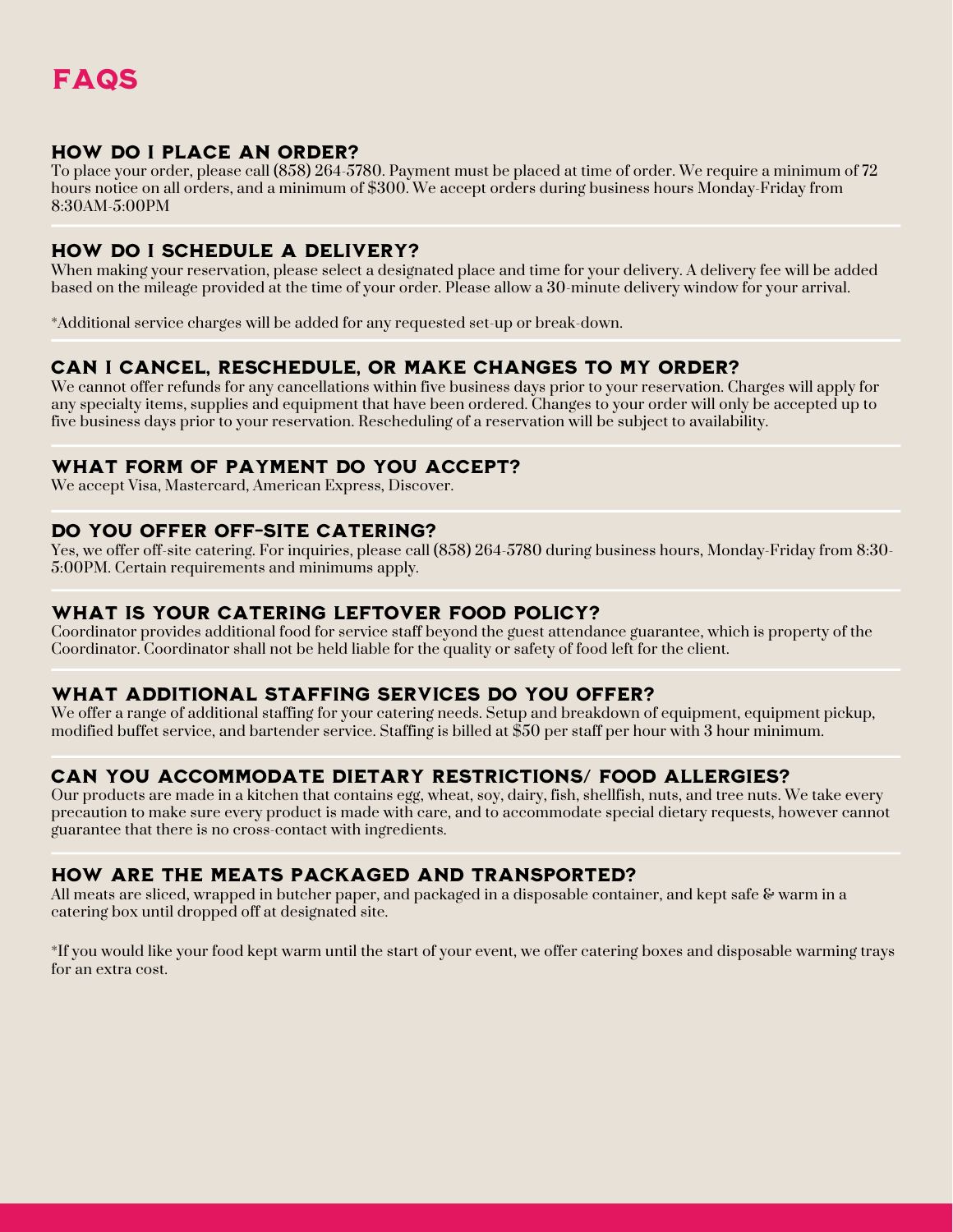# FAQS

## HOW DO I PLACE AN ORDER?

To place your order, please call (858) 264-5780. Payment must be placed at time of order. We require a minimum of 72 hours notice on all orders, and a minimum of $300. We accept orders during business hours Monday-Friday from 8:30AM-5:00PM

## HOW DO I SCHEDULE A DELIVERY?

When making your reservation, please select a designated place and time for your delivery. A delivery fee will be added based on the mileage provided at the time of your order. Please allow a 30-minute delivery window for your arrival.

*Additional service charges will be added for any requested set-up or break-down.

## CAN I CANCEL, RESCHEDULE, OR MAKE CHANGES TO MY ORDER?

We cannot offer refunds for any cancellations within five business days prior to your reservation. Charges will apply for any specialty items, supplies and equipment that have been ordered. Changes to your order will only be accepted up to five business days prior to your reservation. Rescheduling of a reservation will be subject to availability.

## WHAT FORM OF PAYMENT DO YOU ACCEPT?

We accept Visa, Mastercard, American Express, Discover.

## DO YOU OFFER OFF-SITE CATERING?

Yes, we offer off-site catering. For inquiries, please call (858) 264-5780 during business hours, Monday-Friday from 8:30-5:00PM. Certain requirements and minimums apply.

## WHAT IS YOUR CATERING LEFTOVER FOOD POLICY?

Coordinator provides additional food for service staff beyond the guest attendance guarantee, which is property of the Coordinator. Coordinator shall not be held liable for the quality or safety of food left for the client.

## WHAT ADDITIONAL STAFFING SERVICES DO YOU OFFER?

We offer a range of additional staffing for your catering needs. Setup and breakdown of equipment, equipment pickup, modified buffet service, and bartender service. Staffing is billed at $50 per staff per hour with 3 hour minimum.

## CAN YOU ACCOMMODATE DIETARY RESTRICTIONS/ FOOD ALLERGIES?

Our products are made in a kitchen that contains egg, wheat, soy, dairy, fish, shellfish, nuts, and tree nuts. We take every precaution to make sure every product is made with care, and to accommodate special dietary requests, however cannot guarantee that there is no cross-contact with ingredients.

## HOW ARE THE MEATS PACKAGED AND TRANSPORTED?

All meats are sliced, wrapped in butcher paper, and packaged in a disposable container, and kept safe & warm in a catering box until dropped off at designated site.

*If you would like your food kept warm until the start of your event, we offer catering boxes and disposable warming trays for an extra cost.